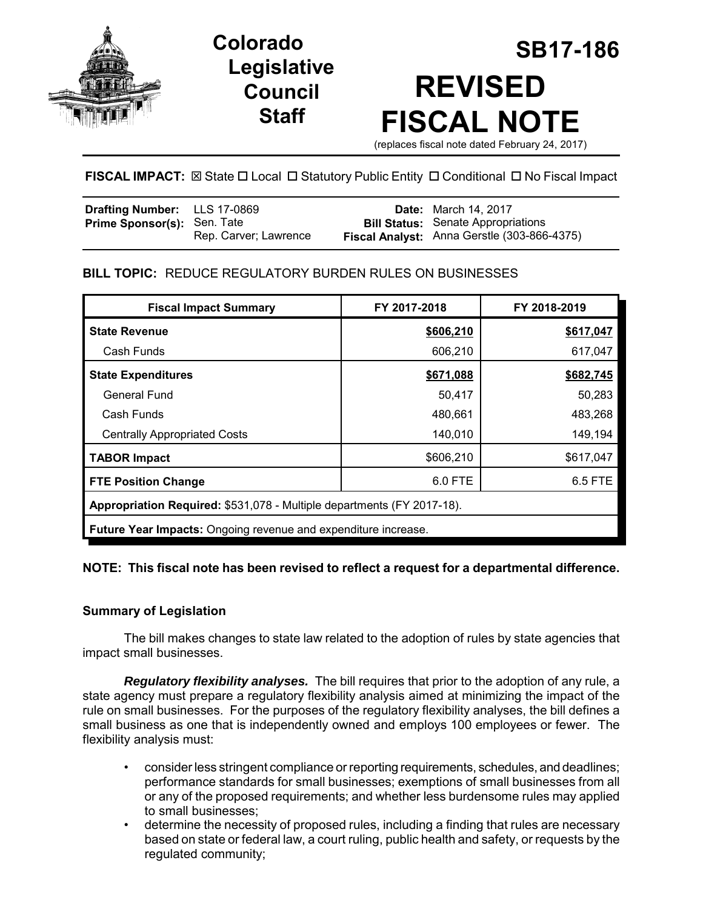# Colorado Legislative Council Staff

# SB17-186

# REVISED FISCAL NOTE

(replaces fiscal note dated February 24, 2017)

**FISCAL IMPACT:** ☒ State ☐ Local ☐ Statutory Public Entity ☐ Conditional ☐ No Fiscal Impact

| | | | |
|---|---|---|---|
| **Drafting Number:** | LLS 17-0869 | **Date:** | March 14, 2017 |
| **Prime Sponsor(s):** | Sen. Tate<br>Rep. Carver; Lawrence | **Bill Status:** | Senate Appropriations |
| | | **Fiscal Analyst:** | Anna Gerstle (303-866-4375) |

## BILL TOPIC: REDUCE REGULATORY BURDEN RULES ON BUSINESSES

| Fiscal Impact Summary | FY 2017-2018 | FY 2018-2019 |
|---|---|---|
| **State Revenue** | **$606,210** | **$617,047** |
| Cash Funds | 606,210 | 617,047 |
| **State Expenditures** | **$671,088** | **$682,745** |
| General Fund | 50,417 | 50,283 |
| Cash Funds | 480,661 | 483,268 |
| Centrally Appropriated Costs | 140,010 | 149,194 |
| **TABOR Impact** | $606,210 | $617,047 |
| **FTE Position Change** | 6.0 FTE | 6.5 FTE |
| **Appropriation Required:** $531,078 - Multiple departments (FY 2017-18). | | |
| **Future Year Impacts:** Ongoing revenue and expenditure increase. | | |

**NOTE: This fiscal note has been revised to reflect a request for a departmental difference.**

### Summary of Legislation

The bill makes changes to state law related to the adoption of rules by state agencies that impact small businesses.

***Regulatory flexibility analyses.*** The bill requires that prior to the adoption of any rule, a state agency must prepare a regulatory flexibility analysis aimed at minimizing the impact of the rule on small businesses. For the purposes of the regulatory flexibility analyses, the bill defines a small business as one that is independently owned and employs 100 employees or fewer. The flexibility analysis must:

- consider less stringent compliance or reporting requirements, schedules, and deadlines; performance standards for small businesses; exemptions of small businesses from all or any of the proposed requirements; and whether less burdensome rules may applied to small businesses;
- determine the necessity of proposed rules, including a finding that rules are necessary based on state or federal law, a court ruling, public health and safety, or requests by the regulated community;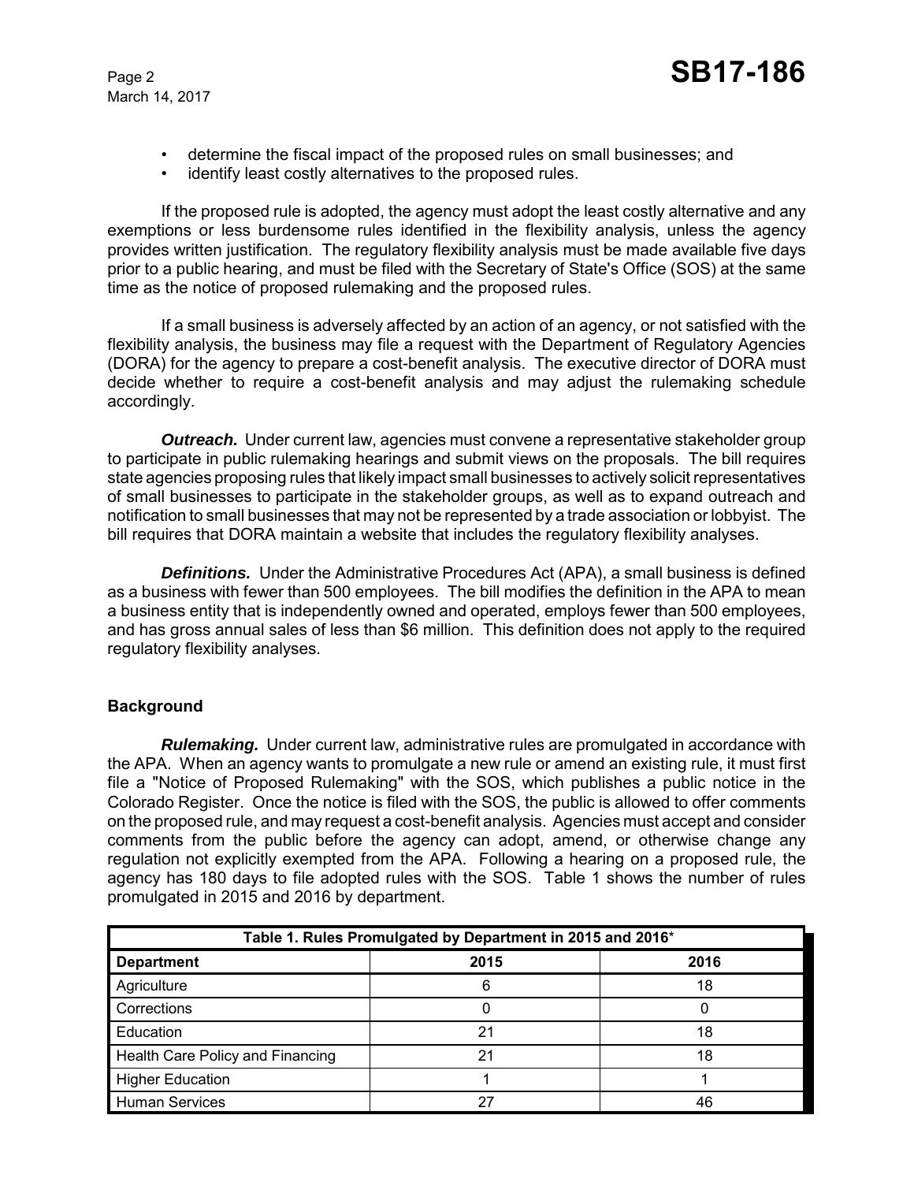- determine the fiscal impact of the proposed rules on small businesses; and
- identify least costly alternatives to the proposed rules.

If the proposed rule is adopted, the agency must adopt the least costly alternative and any exemptions or less burdensome rules identified in the flexibility analysis, unless the agency provides written justification. The regulatory flexibility analysis must be made available five days prior to a public hearing, and must be filed with the Secretary of State's Office (SOS) at the same time as the notice of proposed rulemaking and the proposed rules.

If a small business is adversely affected by an action of an agency, or not satisfied with the flexibility analysis, the business may file a request with the Department of Regulatory Agencies (DORA) for the agency to prepare a cost-benefit analysis. The executive director of DORA must decide whether to require a cost-benefit analysis and may adjust the rulemaking schedule accordingly.

***Outreach.*** Under current law, agencies must convene a representative stakeholder group to participate in public rulemaking hearings and submit views on the proposals. The bill requires state agencies proposing rules that likely impact small businesses to actively solicit representatives of small businesses to participate in the stakeholder groups, as well as to expand outreach and notification to small businesses that may not be represented by a trade association or lobbyist. The bill requires that DORA maintain a website that includes the regulatory flexibility analyses.

***Definitions.*** Under the Administrative Procedures Act (APA), a small business is defined as a business with fewer than 500 employees. The bill modifies the definition in the APA to mean a business entity that is independently owned and operated, employs fewer than 500 employees, and has gross annual sales of less than $6 million. This definition does not apply to the required regulatory flexibility analyses.

## Background

***Rulemaking.*** Under current law, administrative rules are promulgated in accordance with the APA. When an agency wants to promulgate a new rule or amend an existing rule, it must first file a "Notice of Proposed Rulemaking" with the SOS, which publishes a public notice in the Colorado Register. Once the notice is filed with the SOS, the public is allowed to offer comments on the proposed rule, and may request a cost-benefit analysis. Agencies must accept and consider comments from the public before the agency can adopt, amend, or otherwise change any regulation not explicitly exempted from the APA. Following a hearing on a proposed rule, the agency has 180 days to file adopted rules with the SOS. Table 1 shows the number of rules promulgated in 2015 and 2016 by department.

| Table 1. Rules Promulgated by Department in 2015 and 2016* | | |
|---|---|---|
| **Department** | **2015** | **2016** |
| Agriculture | 6 | 18 |
| Corrections | 0 | 0 |
| Education | 21 | 18 |
| Health Care Policy and Financing | 21 | 18 |
| Higher Education | 1 | 1 |
| Human Services | 27 | 46 |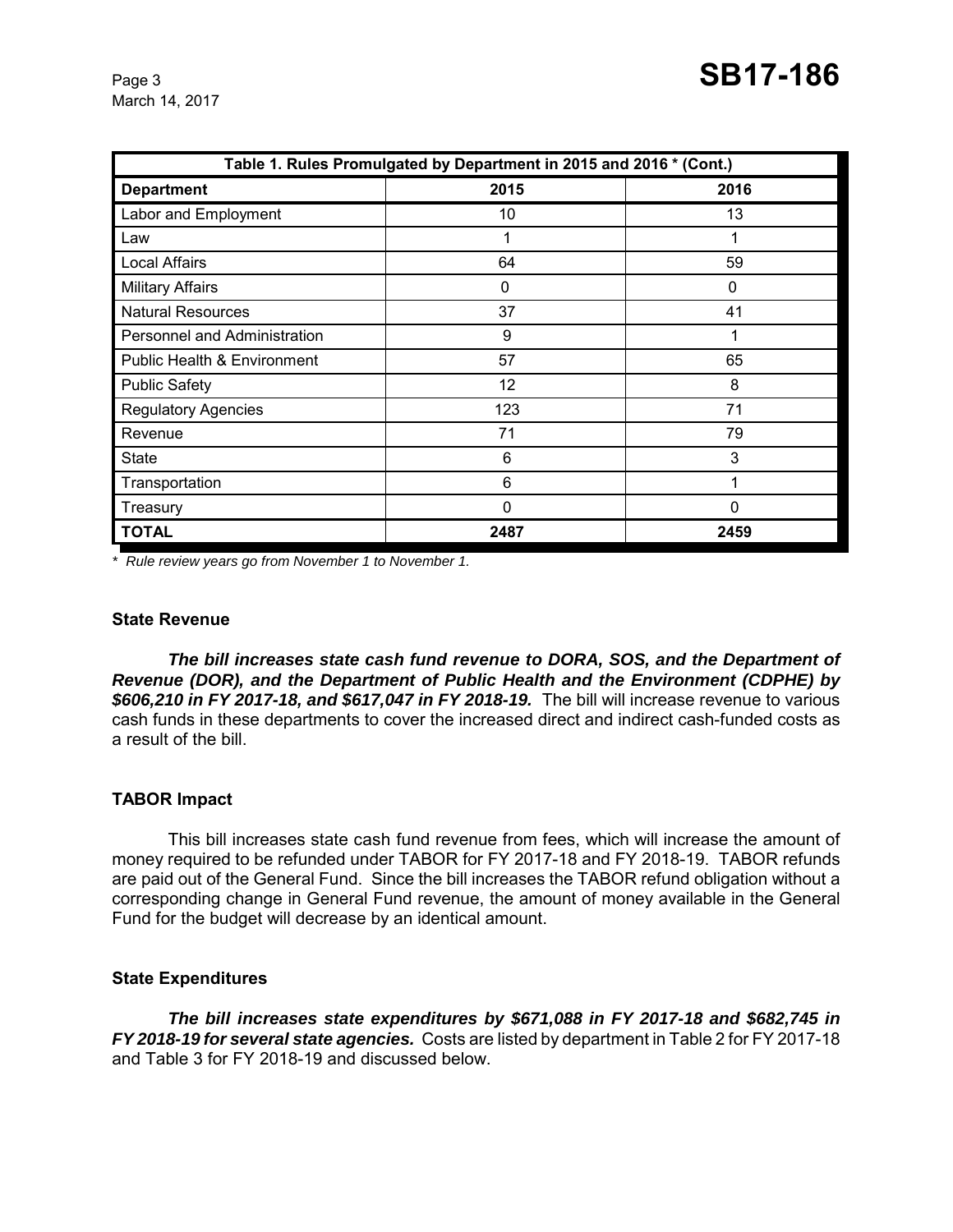| Table 1. Rules Promulgated by Department in 2015 and 2016 * (Cont.) | | |
|---|---|---|
| **Department** | **2015** | **2016** |
| Labor and Employment | 10 | 13 |
| Law | 1 | 1 |
| Local Affairs | 64 | 59 |
| Military Affairs | 0 | 0 |
| Natural Resources | 37 | 41 |
| Personnel and Administration | 9 | 1 |
| Public Health & Environment | 57 | 65 |
| Public Safety | 12 | 8 |
| Regulatory Agencies | 123 | 71 |
| Revenue | 71 | 79 |
| State | 6 | 3 |
| Transportation | 6 | 1 |
| Treasury | 0 | 0 |
| **TOTAL** | **2487** | **2459** |

*\* Rule review years go from November 1 to November 1.*

### State Revenue

***The bill increases state cash fund revenue to DORA, SOS, and the Department of Revenue (DOR), and the Department of Public Health and the Environment (CDPHE) by $606,210 in FY 2017-18, and $617,047 in FY 2018-19.*** The bill will increase revenue to various cash funds in these departments to cover the increased direct and indirect cash-funded costs as a result of the bill.

### TABOR Impact

This bill increases state cash fund revenue from fees, which will increase the amount of money required to be refunded under TABOR for FY 2017-18 and FY 2018-19. TABOR refunds are paid out of the General Fund. Since the bill increases the TABOR refund obligation without a corresponding change in General Fund revenue, the amount of money available in the General Fund for the budget will decrease by an identical amount.

### State Expenditures

***The bill increases state expenditures by $671,088 in FY 2017-18 and $682,745 in FY 2018-19 for several state agencies.*** Costs are listed by department in Table 2 for FY 2017-18 and Table 3 for FY 2018-19 and discussed below.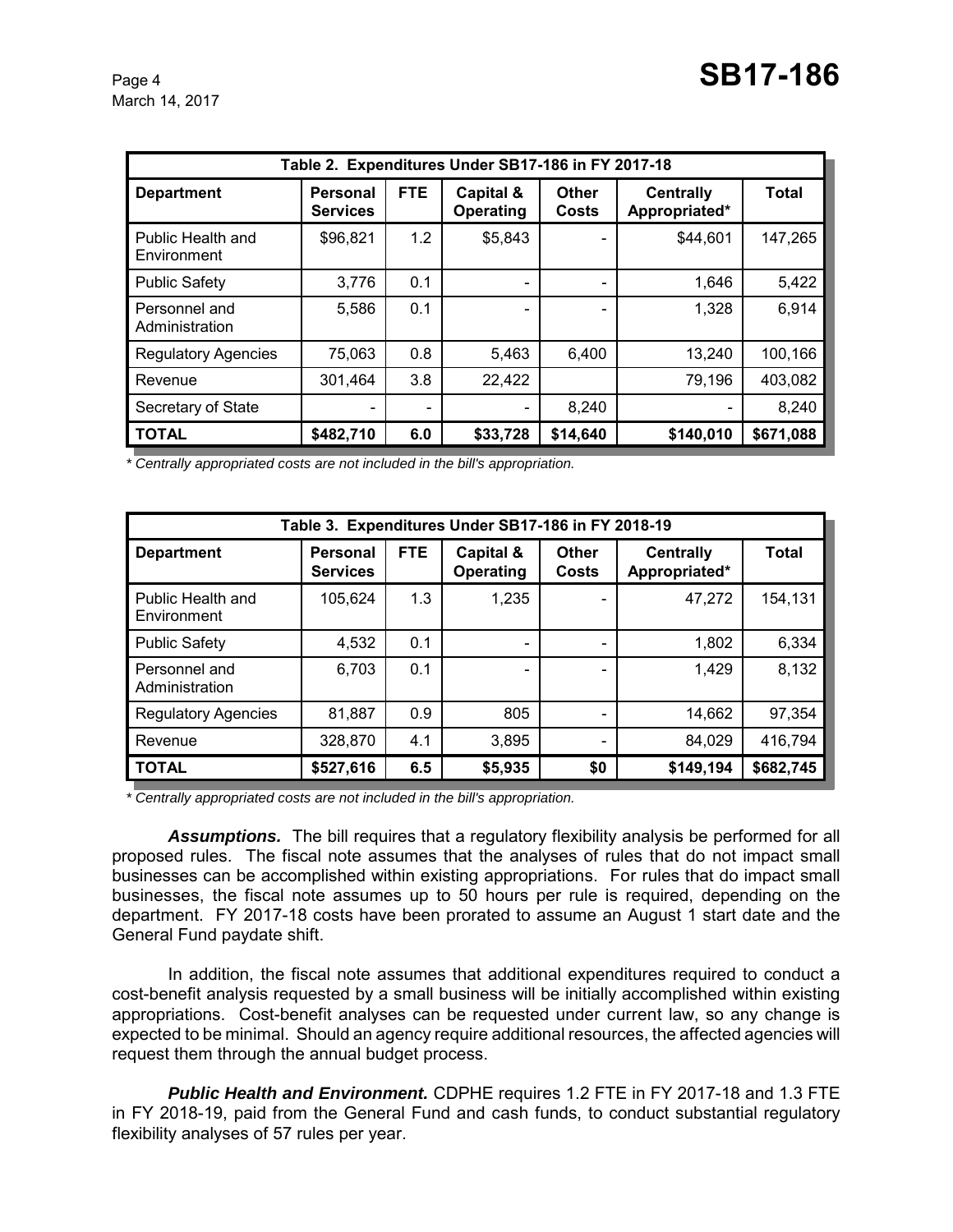| Table 2. Expenditures Under SB17-186 in FY 2017-18 | | | | | | |
|---|---|---|---|---|---|---|
| **Department** | **Personal Services** | **FTE** | **Capital & Operating** | **Other Costs** | **Centrally Appropriated*** | **Total** |
| Public Health and Environment | $96,821 | 1.2 | $5,843 | - | $44,601 | 147,265 |
| Public Safety | 3,776 | 0.1 | - | - | 1,646 | 5,422 |
| Personnel and Administration | 5,586 | 0.1 | - | - | 1,328 | 6,914 |
| Regulatory Agencies | 75,063 | 0.8 | 5,463 | 6,400 | 13,240 | 100,166 |
| Revenue | 301,464 | 3.8 | 22,422 | | 79,196 | 403,082 |
| Secretary of State | - | - | - | 8,240 | - | 8,240 |
| **TOTAL** | **$482,710** | **6.0** | **$33,728** | **$14,640** | **$140,010** | **$671,088** |

*\* Centrally appropriated costs are not included in the bill's appropriation.*

| Table 3. Expenditures Under SB17-186 in FY 2018-19 | | | | | | |
|---|---|---|---|---|---|---|
| **Department** | **Personal Services** | **FTE** | **Capital & Operating** | **Other Costs** | **Centrally Appropriated*** | **Total** |
| Public Health and Environment | 105,624 | 1.3 | 1,235 | - | 47,272 | 154,131 |
| Public Safety | 4,532 | 0.1 | - | - | 1,802 | 6,334 |
| Personnel and Administration | 6,703 | 0.1 | - | - | 1,429 | 8,132 |
| Regulatory Agencies | 81,887 | 0.9 | 805 | - | 14,662 | 97,354 |
| Revenue | 328,870 | 4.1 | 3,895 | - | 84,029 | 416,794 |
| **TOTAL** | **$527,616** | **6.5** | **$5,935** | **$0** | **$149,194** | **$682,745** |

*\* Centrally appropriated costs are not included in the bill's appropriation.*

***Assumptions.*** The bill requires that a regulatory flexibility analysis be performed for all proposed rules. The fiscal note assumes that the analyses of rules that do not impact small businesses can be accomplished within existing appropriations. For rules that do impact small businesses, the fiscal note assumes up to 50 hours per rule is required, depending on the department. FY 2017-18 costs have been prorated to assume an August 1 start date and the General Fund paydate shift.

In addition, the fiscal note assumes that additional expenditures required to conduct a cost-benefit analysis requested by a small business will be initially accomplished within existing appropriations. Cost-benefit analyses can be requested under current law, so any change is expected to be minimal. Should an agency require additional resources, the affected agencies will request them through the annual budget process.

***Public Health and Environment.*** CDPHE requires 1.2 FTE in FY 2017-18 and 1.3 FTE in FY 2018-19, paid from the General Fund and cash funds, to conduct substantial regulatory flexibility analyses of 57 rules per year.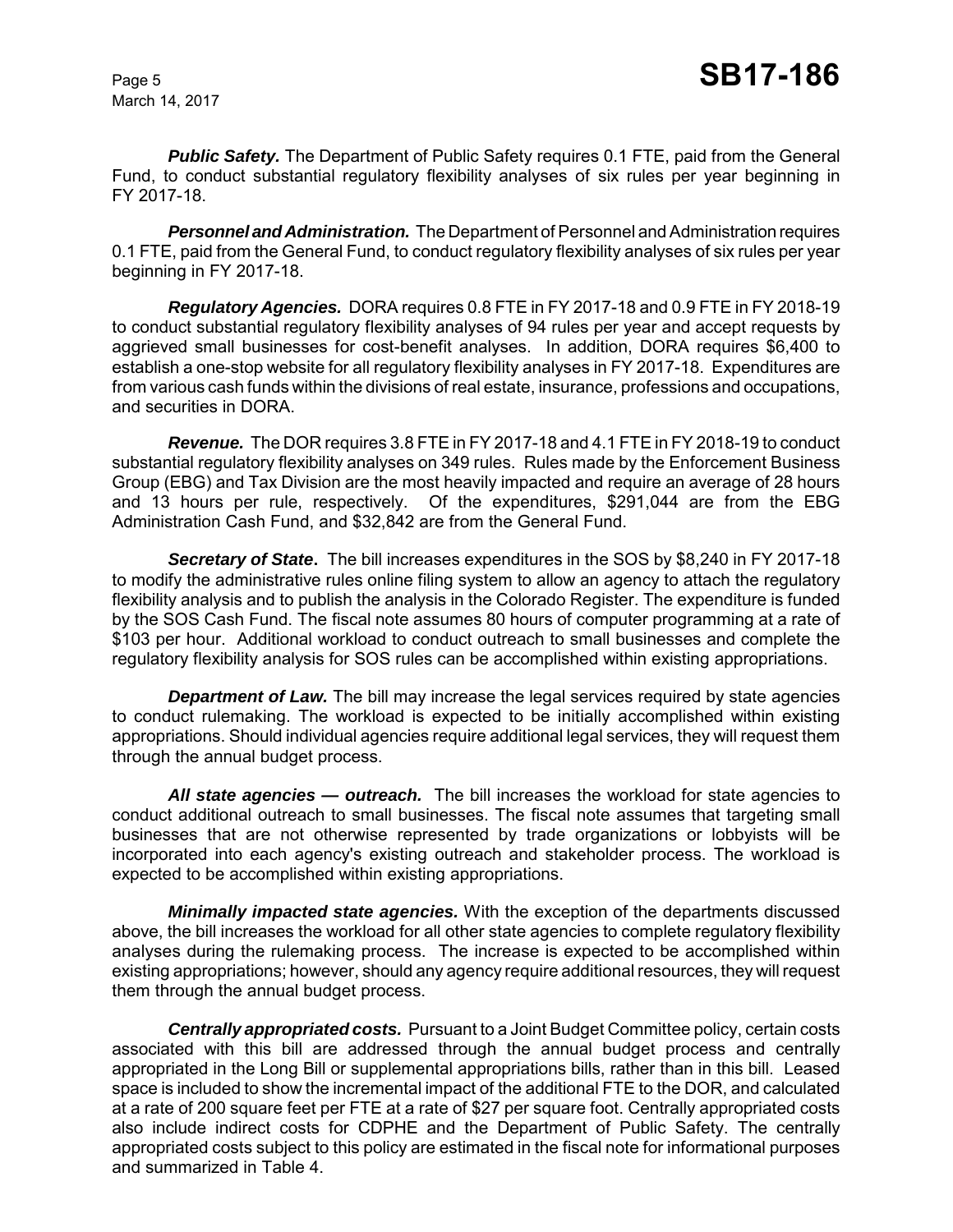***Public Safety.*** The Department of Public Safety requires 0.1 FTE, paid from the General Fund, to conduct substantial regulatory flexibility analyses of six rules per year beginning in FY 2017-18.

***Personnel and Administration.*** The Department of Personnel and Administration requires 0.1 FTE, paid from the General Fund, to conduct regulatory flexibility analyses of six rules per year beginning in FY 2017-18.

***Regulatory Agencies.*** DORA requires 0.8 FTE in FY 2017-18 and 0.9 FTE in FY 2018-19 to conduct substantial regulatory flexibility analyses of 94 rules per year and accept requests by aggrieved small businesses for cost-benefit analyses. In addition, DORA requires $6,400 to establish a one-stop website for all regulatory flexibility analyses in FY 2017-18. Expenditures are from various cash funds within the divisions of real estate, insurance, professions and occupations, and securities in DORA.

***Revenue.*** The DOR requires 3.8 FTE in FY 2017-18 and 4.1 FTE in FY 2018-19 to conduct substantial regulatory flexibility analyses on 349 rules. Rules made by the Enforcement Business Group (EBG) and Tax Division are the most heavily impacted and require an average of 28 hours and 13 hours per rule, respectively. Of the expenditures, $291,044 are from the EBG Administration Cash Fund, and $32,842 are from the General Fund.

***Secretary of State.*** The bill increases expenditures in the SOS by $8,240 in FY 2017-18 to modify the administrative rules online filing system to allow an agency to attach the regulatory flexibility analysis and to publish the analysis in the Colorado Register. The expenditure is funded by the SOS Cash Fund. The fiscal note assumes 80 hours of computer programming at a rate of $103 per hour. Additional workload to conduct outreach to small businesses and complete the regulatory flexibility analysis for SOS rules can be accomplished within existing appropriations.

***Department of Law.*** The bill may increase the legal services required by state agencies to conduct rulemaking. The workload is expected to be initially accomplished within existing appropriations. Should individual agencies require additional legal services, they will request them through the annual budget process.

***All state agencies — outreach.*** The bill increases the workload for state agencies to conduct additional outreach to small businesses. The fiscal note assumes that targeting small businesses that are not otherwise represented by trade organizations or lobbyists will be incorporated into each agency's existing outreach and stakeholder process. The workload is expected to be accomplished within existing appropriations.

***Minimally impacted state agencies.*** With the exception of the departments discussed above, the bill increases the workload for all other state agencies to complete regulatory flexibility analyses during the rulemaking process. The increase is expected to be accomplished within existing appropriations; however, should any agency require additional resources, they will request them through the annual budget process.

***Centrally appropriated costs.*** Pursuant to a Joint Budget Committee policy, certain costs associated with this bill are addressed through the annual budget process and centrally appropriated in the Long Bill or supplemental appropriations bills, rather than in this bill. Leased space is included to show the incremental impact of the additional FTE to the DOR, and calculated at a rate of 200 square feet per FTE at a rate of $27 per square foot. Centrally appropriated costs also include indirect costs for CDPHE and the Department of Public Safety. The centrally appropriated costs subject to this policy are estimated in the fiscal note for informational purposes and summarized in Table 4.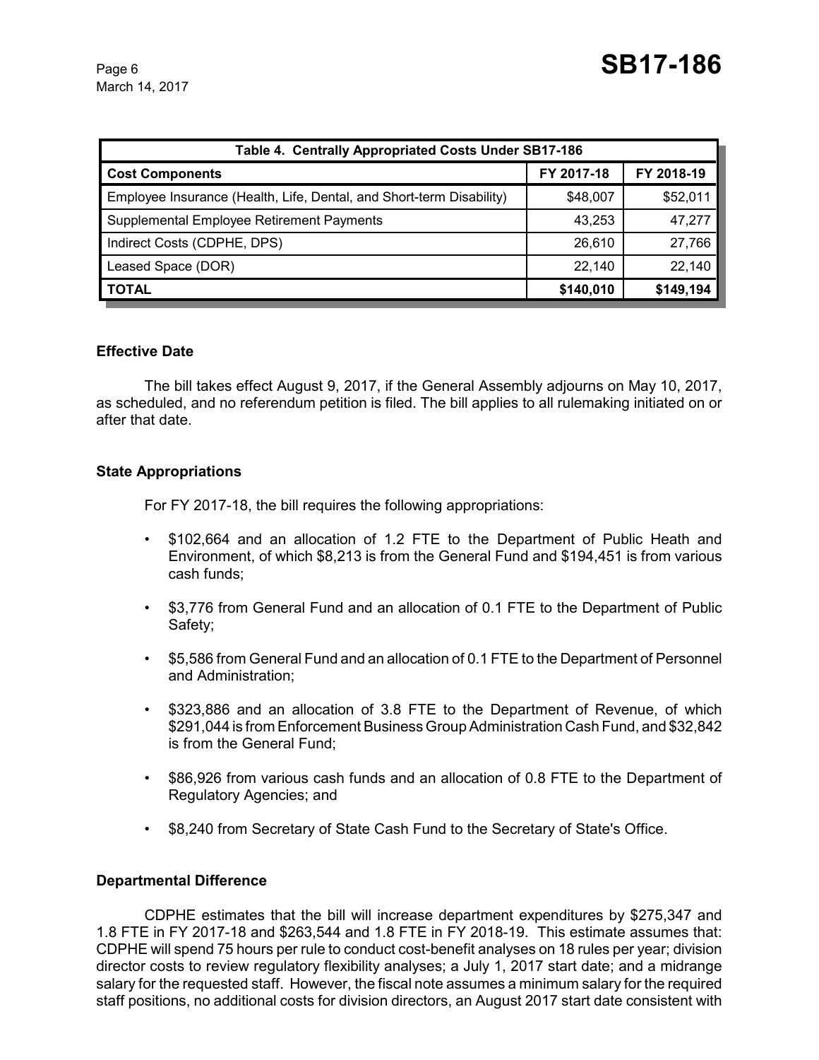| Table 4. Centrally Appropriated Costs Under SB17-186 | | |
|---|---|---|
| **Cost Components** | **FY 2017-18** | **FY 2018-19** |
| Employee Insurance (Health, Life, Dental, and Short-term Disability) | $48,007 | $52,011 |
| Supplemental Employee Retirement Payments | 43,253 | 47,277 |
| Indirect Costs (CDPHE, DPS) | 26,610 | 27,766 |
| Leased Space (DOR) | 22,140 | 22,140 |
| **TOTAL** | **$140,010** | **$149,194** |

### Effective Date

The bill takes effect August 9, 2017, if the General Assembly adjourns on May 10, 2017, as scheduled, and no referendum petition is filed. The bill applies to all rulemaking initiated on or after that date.

### State Appropriations

For FY 2017-18, the bill requires the following appropriations:

- $102,664 and an allocation of 1.2 FTE to the Department of Public Heath and Environment, of which $8,213 is from the General Fund and $194,451 is from various cash funds;
- $3,776 from General Fund and an allocation of 0.1 FTE to the Department of Public Safety;
- $5,586 from General Fund and an allocation of 0.1 FTE to the Department of Personnel and Administration;
- $323,886 and an allocation of 3.8 FTE to the Department of Revenue, of which $291,044 is from Enforcement Business Group Administration Cash Fund, and $32,842 is from the General Fund;
- $86,926 from various cash funds and an allocation of 0.8 FTE to the Department of Regulatory Agencies; and
- $8,240 from Secretary of State Cash Fund to the Secretary of State's Office.

### Departmental Difference

CDPHE estimates that the bill will increase department expenditures by $275,347 and 1.8 FTE in FY 2017-18 and $263,544 and 1.8 FTE in FY 2018-19. This estimate assumes that: CDPHE will spend 75 hours per rule to conduct cost-benefit analyses on 18 rules per year; division director costs to review regulatory flexibility analyses; a July 1, 2017 start date; and a midrange salary for the requested staff. However, the fiscal note assumes a minimum salary for the required staff positions, no additional costs for division directors, an August 2017 start date consistent with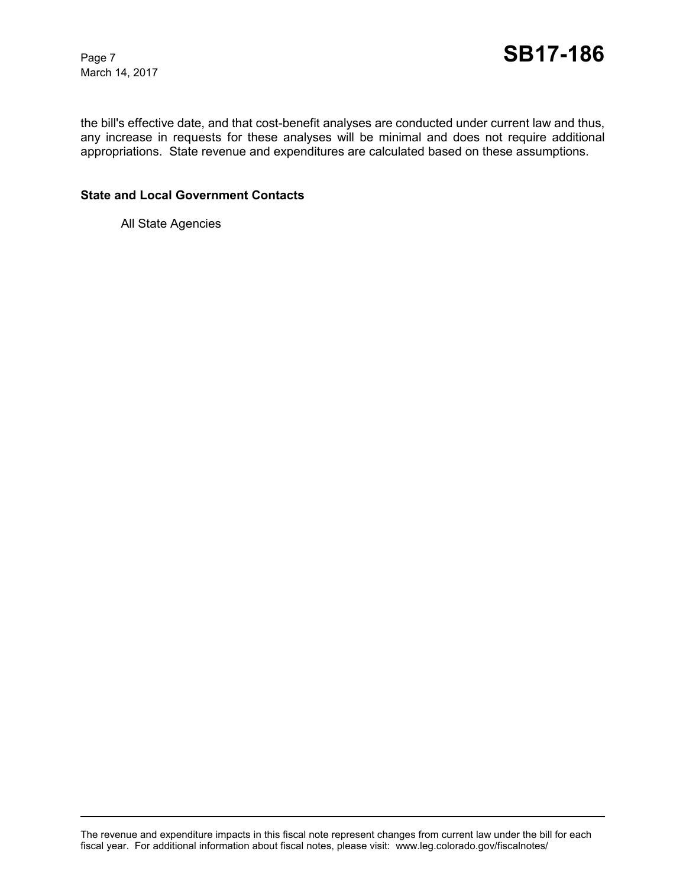the bill's effective date, and that cost-benefit analyses are conducted under current law and thus, any increase in requests for these analyses will be minimal and does not require additional appropriations. State revenue and expenditures are calculated based on these assumptions.

## State and Local Government Contacts

All State Agencies

The revenue and expenditure impacts in this fiscal note represent changes from current law under the bill for each fiscal year. For additional information about fiscal notes, please visit: www.leg.colorado.gov/fiscalnotes/